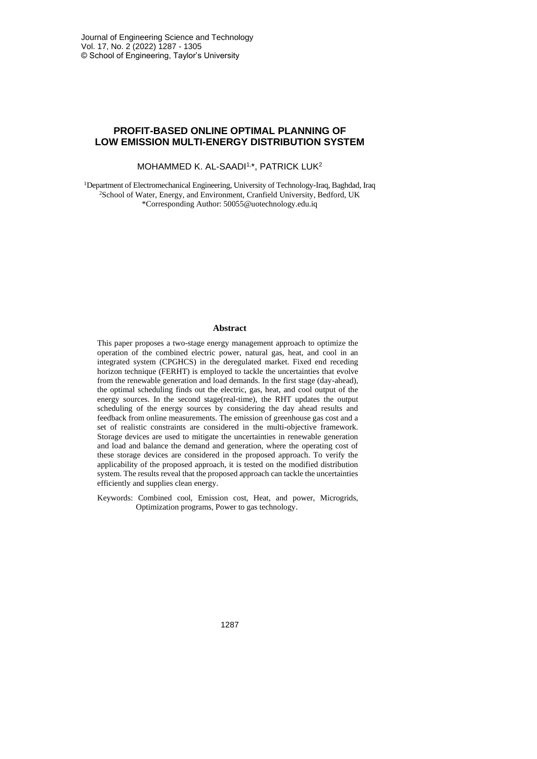# PROFIT-BASED ONLINE OPTIMAL PLANNING OF LOW EMISSION MULTI-ENERGY DISTRIBUTION SYSTEM

MOHAMMED K. AL-SAADI[1,*], PATRICK LUK[2]

[1]Department of Electromechanical Engineering, University of Technology-Iraq, Baghdad, Iraq
[2]School of Water, Energy, and Environment, Cranfield University, Bedford, UK
*Corresponding Author: 50055@uotechnology.edu.iq

## Abstract

This paper proposes a two-stage energy management approach to optimize the operation of the combined electric power, natural gas, heat, and cool in an integrated system (CPGHCS) in the deregulated market. Fixed end receding horizon technique (FERHT) is employed to tackle the uncertainties that evolve from the renewable generation and load demands. In the first stage (day-ahead), the optimal scheduling finds out the electric, gas, heat, and cool output of the energy sources. In the second stage(real-time), the RHT updates the output scheduling of the energy sources by considering the day ahead results and feedback from online measurements. The emission of greenhouse gas cost and a set of realistic constraints are considered in the multi-objective framework. Storage devices are used to mitigate the uncertainties in renewable generation and load and balance the demand and generation, where the operating cost of these storage devices are considered in the proposed approach. To verify the applicability of the proposed approach, it is tested on the modified distribution system. The results reveal that the proposed approach can tackle the uncertainties efficiently and supplies clean energy.

Keywords: Combined cool, Emission cost, Heat, and power, Microgrids, Optimization programs, Power to gas technology.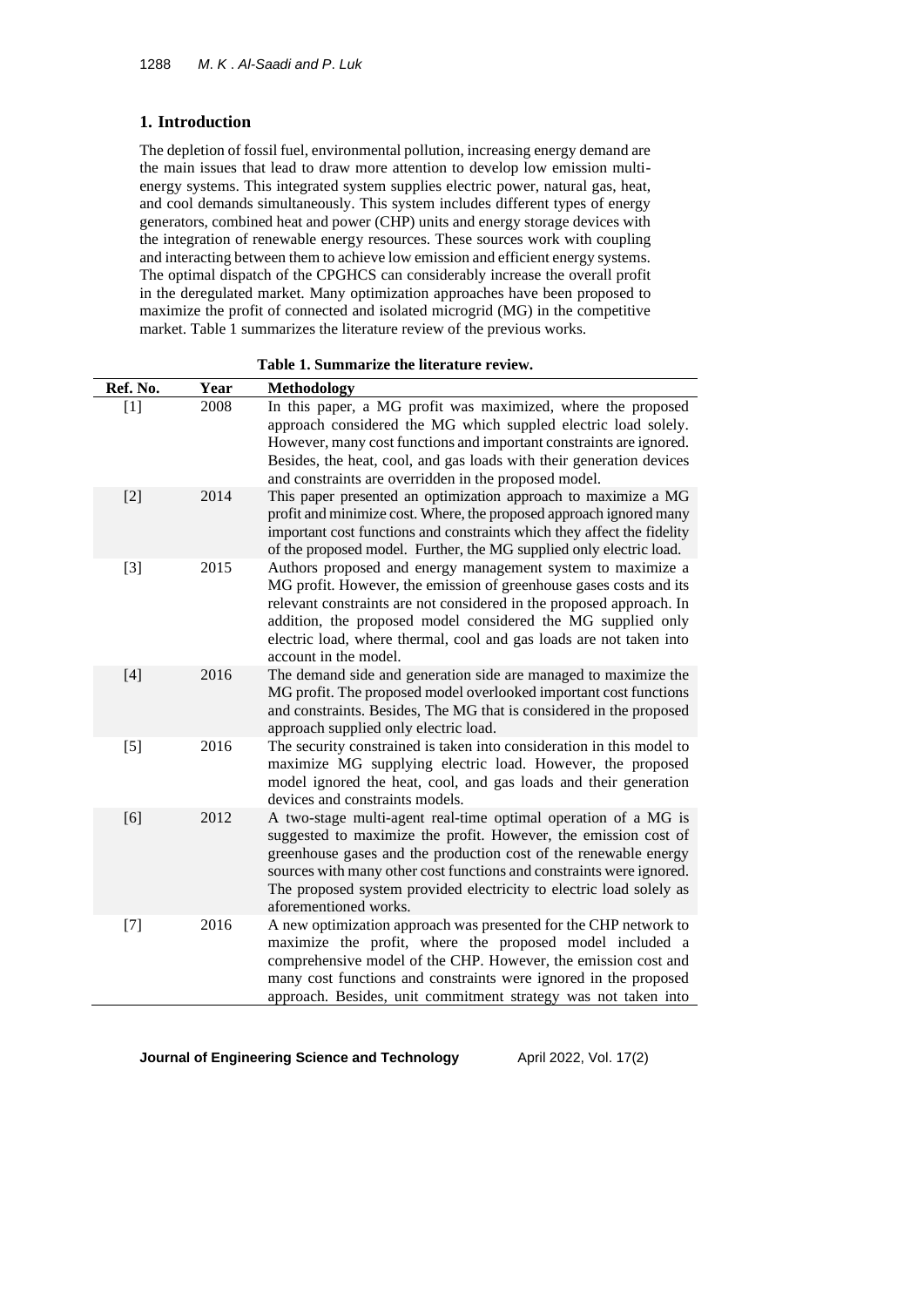## 1. Introduction

The depletion of fossil fuel, environmental pollution, increasing energy demand are the main issues that lead to draw more attention to develop low emission multi-energy systems. This integrated system supplies electric power, natural gas, heat, and cool demands simultaneously. This system includes different types of energy generators, combined heat and power (CHP) units and energy storage devices with the integration of renewable energy resources. These sources work with coupling and interacting between them to achieve low emission and efficient energy systems. The optimal dispatch of the CPGHCS can considerably increase the overall profit in the deregulated market. Many optimization approaches have been proposed to maximize the profit of connected and isolated microgrid (MG) in the competitive market. Table 1 summarizes the literature review of the previous works.

**Table 1. Summarize the literature review.**

| Ref. No. | Year | Methodology |
|---|---|---|
| [1] | 2008 | In this paper, a MG profit was maximized, where the proposed approach considered the MG which suppled electric load solely. However, many cost functions and important constraints are ignored. Besides, the heat, cool, and gas loads with their generation devices and constraints are overridden in the proposed model. |
| [2] | 2014 | This paper presented an optimization approach to maximize a MG profit and minimize cost. Where, the proposed approach ignored many important cost functions and constraints which they affect the fidelity of the proposed model. Further, the MG supplied only electric load. |
| [3] | 2015 | Authors proposed and energy management system to maximize a MG profit. However, the emission of greenhouse gases costs and its relevant constraints are not considered in the proposed approach. In addition, the proposed model considered the MG supplied only electric load, where thermal, cool and gas loads are not taken into account in the model. |
| [4] | 2016 | The demand side and generation side are managed to maximize the MG profit. The proposed model overlooked important cost functions and constraints. Besides, The MG that is considered in the proposed approach supplied only electric load. |
| [5] | 2016 | The security constrained is taken into consideration in this model to maximize MG supplying electric load. However, the proposed model ignored the heat, cool, and gas loads and their generation devices and constraints models. |
| [6] | 2012 | A two-stage multi-agent real-time optimal operation of a MG is suggested to maximize the profit. However, the emission cost of greenhouse gases and the production cost of the renewable energy sources with many other cost functions and constraints were ignored. The proposed system provided electricity to electric load solely as aforementioned works. |
| [7] | 2016 | A new optimization approach was presented for the CHP network to maximize the profit, where the proposed model included a comprehensive model of the CHP. However, the emission cost and many cost functions and constraints were ignored in the proposed approach. Besides, unit commitment strategy was not taken into |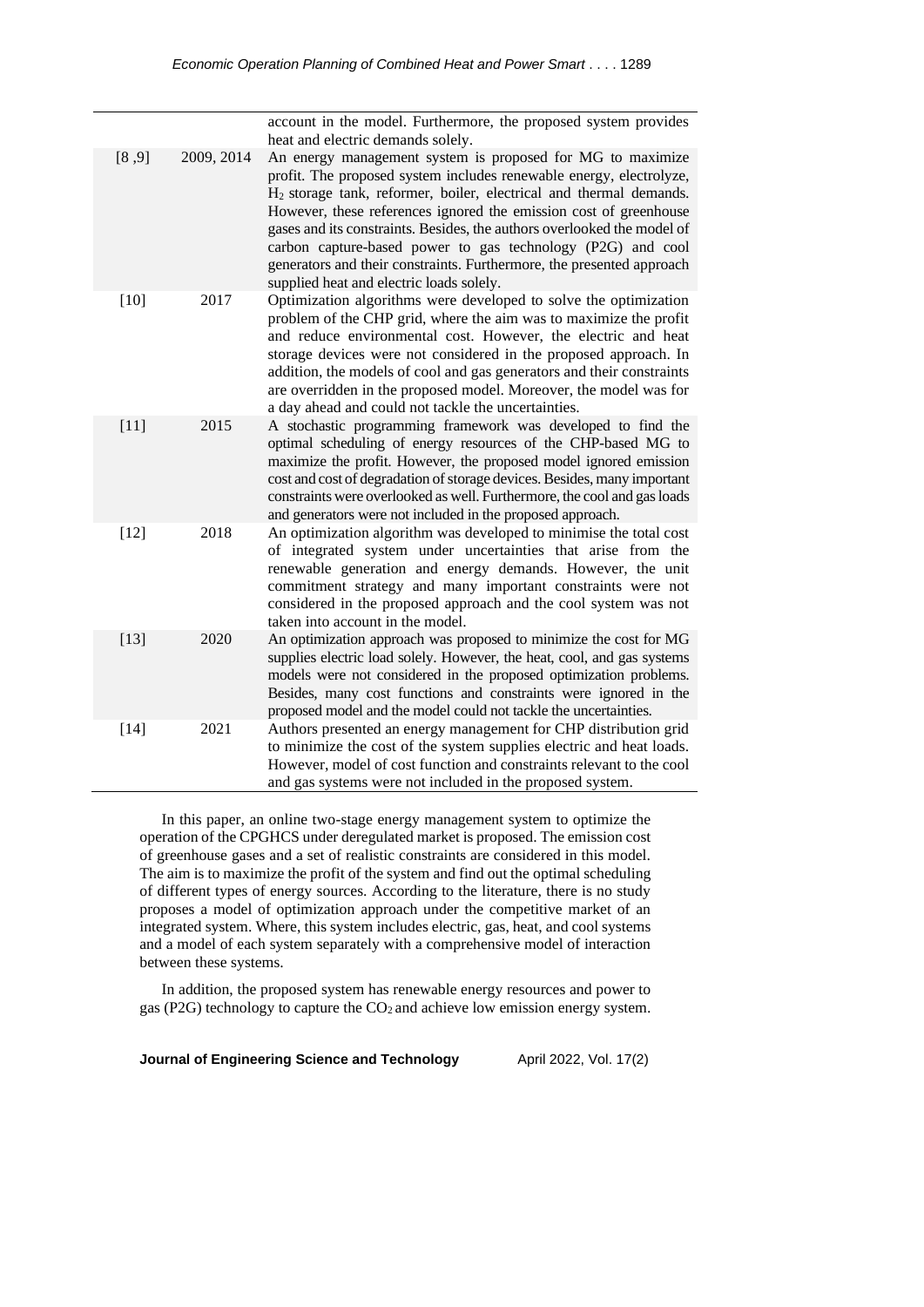| | | |
|---|---|---|
| | | account in the model. Furthermore, the proposed system provides heat and electric demands solely. |
| [8 ,9] | 2009, 2014 | An energy management system is proposed for MG to maximize profit. The proposed system includes renewable energy, electrolyze, $H_2$ storage tank, reformer, boiler, electrical and thermal demands. However, these references ignored the emission cost of greenhouse gases and its constraints. Besides, the authors overlooked the model of carbon capture-based power to gas technology (P2G) and cool generators and their constraints. Furthermore, the presented approach supplied heat and electric loads solely. |
| [10] | 2017 | Optimization algorithms were developed to solve the optimization problem of the CHP grid, where the aim was to maximize the profit and reduce environmental cost. However, the electric and heat storage devices were not considered in the proposed approach. In addition, the models of cool and gas generators and their constraints are overridden in the proposed model. Moreover, the model was for a day ahead and could not tackle the uncertainties. |
| [11] | 2015 | A stochastic programming framework was developed to find the optimal scheduling of energy resources of the CHP-based MG to maximize the profit. However, the proposed model ignored emission cost and cost of degradation of storage devices. Besides, many important constraints were overlooked as well. Furthermore, the cool and gas loads and generators were not included in the proposed approach. |
| [12] | 2018 | An optimization algorithm was developed to minimise the total cost of integrated system under uncertainties that arise from the renewable generation and energy demands. However, the unit commitment strategy and many important constraints were not considered in the proposed approach and the cool system was not taken into account in the model. |
| [13] | 2020 | An optimization approach was proposed to minimize the cost for MG supplies electric load solely. However, the heat, cool, and gas systems models were not considered in the proposed optimization problems. Besides, many cost functions and constraints were ignored in the proposed model and the model could not tackle the uncertainties. |
| [14] | 2021 | Authors presented an energy management for CHP distribution grid to minimize the cost of the system supplies electric and heat loads. However, model of cost function and constraints relevant to the cool and gas systems were not included in the proposed system. |

In this paper, an online two-stage energy management system to optimize the operation of the CPGHCS under deregulated market is proposed. The emission cost of greenhouse gases and a set of realistic constraints are considered in this model. The aim is to maximize the profit of the system and find out the optimal scheduling of different types of energy sources. According to the literature, there is no study proposes a model of optimization approach under the competitive market of an integrated system. Where, this system includes electric, gas, heat, and cool systems and a model of each system separately with a comprehensive model of interaction between these systems.

In addition, the proposed system has renewable energy resources and power to gas (P2G) technology to capture the $CO_2$ and achieve low emission energy system.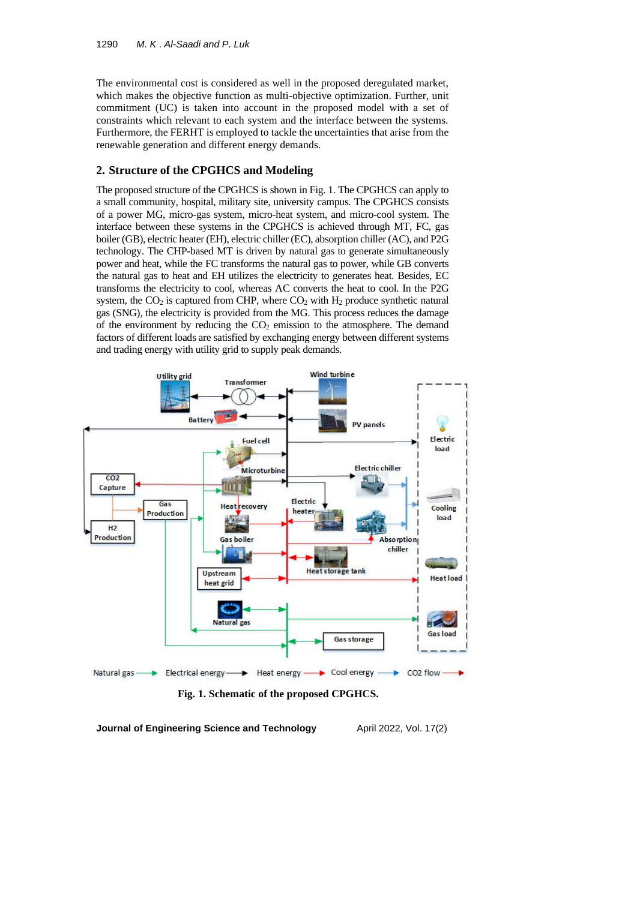The environmental cost is considered as well in the proposed deregulated market, which makes the objective function as multi-objective optimization. Further, unit commitment (UC) is taken into account in the proposed model with a set of constraints which relevant to each system and the interface between the systems. Furthermore, the FERHT is employed to tackle the uncertainties that arise from the renewable generation and different energy demands.

## 2. Structure of the CPGHCS and Modeling

The proposed structure of the CPGHCS is shown in Fig. 1. The CPGHCS can apply to a small community, hospital, military site, university campus. The CPGHCS consists of a power MG, micro-gas system, micro-heat system, and micro-cool system. The interface between these systems in the CPGHCS is achieved through MT, FC, gas boiler (GB), electric heater (EH), electric chiller (EC), absorption chiller (AC), and P2G technology. The CHP-based MT is driven by natural gas to generate simultaneously power and heat, while the FC transforms the natural gas to power, while GB converts the natural gas to heat and EH utilizes the electricity to generates heat. Besides, EC transforms the electricity to cool, whereas AC converts the heat to cool. In the P2G system, the $CO_2$ is captured from CHP, where $CO_2$ with $H_2$ produce synthetic natural gas (SNG), the electricity is provided from the MG. This process reduces the damage of the environment by reducing the $CO_2$ emission to the atmosphere. The demand factors of different loads are satisfied by exchanging energy between different systems and trading energy with utility grid to supply peak demands.

**Fig. 1. Schematic of the proposed CPGHCS.**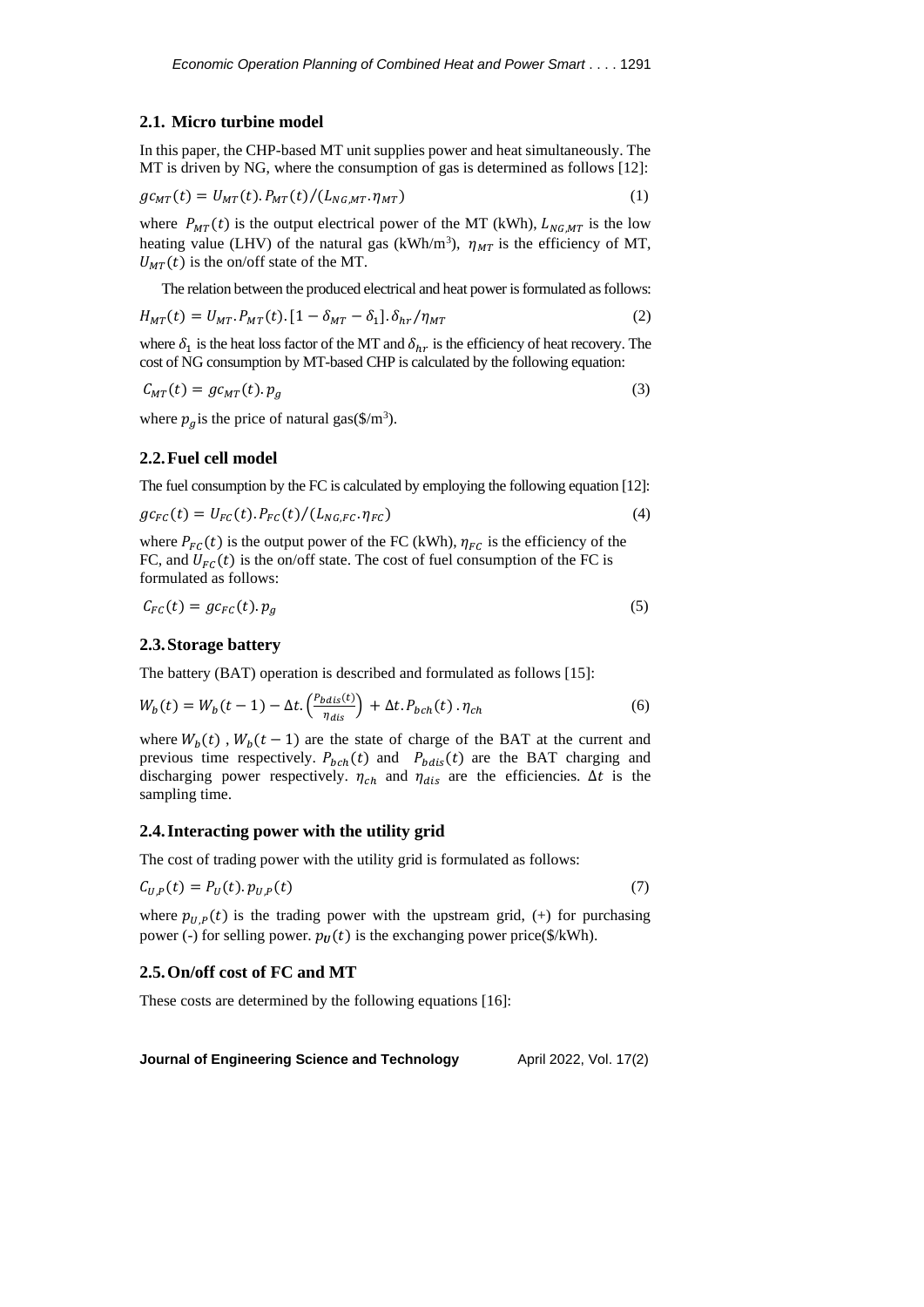### 2.1. Micro turbine model

In this paper, the CHP-based MT unit supplies power and heat simultaneously. The MT is driven by NG, where the consumption of gas is determined as follows [12]:

$$gc_{MT}(t) = U_{MT}(t).P_{MT}(t)/(L_{NG,MT}.\eta_{MT}) \tag{1}$$

where $P_{MT}(t)$ is the output electrical power of the MT (kWh), $L_{NG,MT}$ is the low heating value (LHV) of the natural gas (kWh/m$^3$), $\eta_{MT}$ is the efficiency of MT, $U_{MT}(t)$ is the on/off state of the MT.

The relation between the produced electrical and heat power is formulated as follows:

$$H_{MT}(t) = U_{MT}.P_{MT}(t).[1 - \delta_{MT} - \delta_1].\delta_{hr}/\eta_{MT} \tag{2}$$

where $\delta_1$ is the heat loss factor of the MT and $\delta_{hr}$ is the efficiency of heat recovery. The cost of NG consumption by MT-based CHP is calculated by the following equation:

$$C_{MT}(t) = gc_{MT}(t).p_g \tag{3}$$

where $p_g$ is the price of natural gas(\$/m$^3$).

### 2.2. Fuel cell model

The fuel consumption by the FC is calculated by employing the following equation [12]:

$$gc_{FC}(t) = U_{FC}(t).P_{FC}(t)/(L_{NG,FC}.\eta_{FC}) \tag{4}$$

where $P_{FC}(t)$ is the output power of the FC (kWh), $\eta_{FC}$ is the efficiency of the FC, and $U_{FC}(t)$ is the on/off state. The cost of fuel consumption of the FC is formulated as follows:

$$C_{FC}(t) = gc_{FC}(t).p_g \tag{5}$$

### 2.3. Storage battery

The battery (BAT) operation is described and formulated as follows [15]:

$$W_b(t) = W_b(t-1) - \Delta t.\left(\frac{P_{bdis}(t)}{\eta_{dis}}\right) + \Delta t.P_{bch}(t).\eta_{ch} \tag{6}$$

where $W_b(t)$ , $W_b(t-1)$ are the state of charge of the BAT at the current and previous time respectively. $P_{bch}(t)$ and $P_{bdis}(t)$ are the BAT charging and discharging power respectively. $\eta_{ch}$ and $\eta_{dis}$ are the efficiencies. $\Delta t$ is the sampling time.

### 2.4. Interacting power with the utility grid

The cost of trading power with the utility grid is formulated as follows:

$$C_{U,P}(t) = P_U(t).p_{U,P}(t) \tag{7}$$

where $p_{U,P}(t)$ is the trading power with the upstream grid, (+) for purchasing power (-) for selling power. $p_U(t)$ is the exchanging power price(\$/kWh).

### 2.5. On/off cost of FC and MT

These costs are determined by the following equations [16]: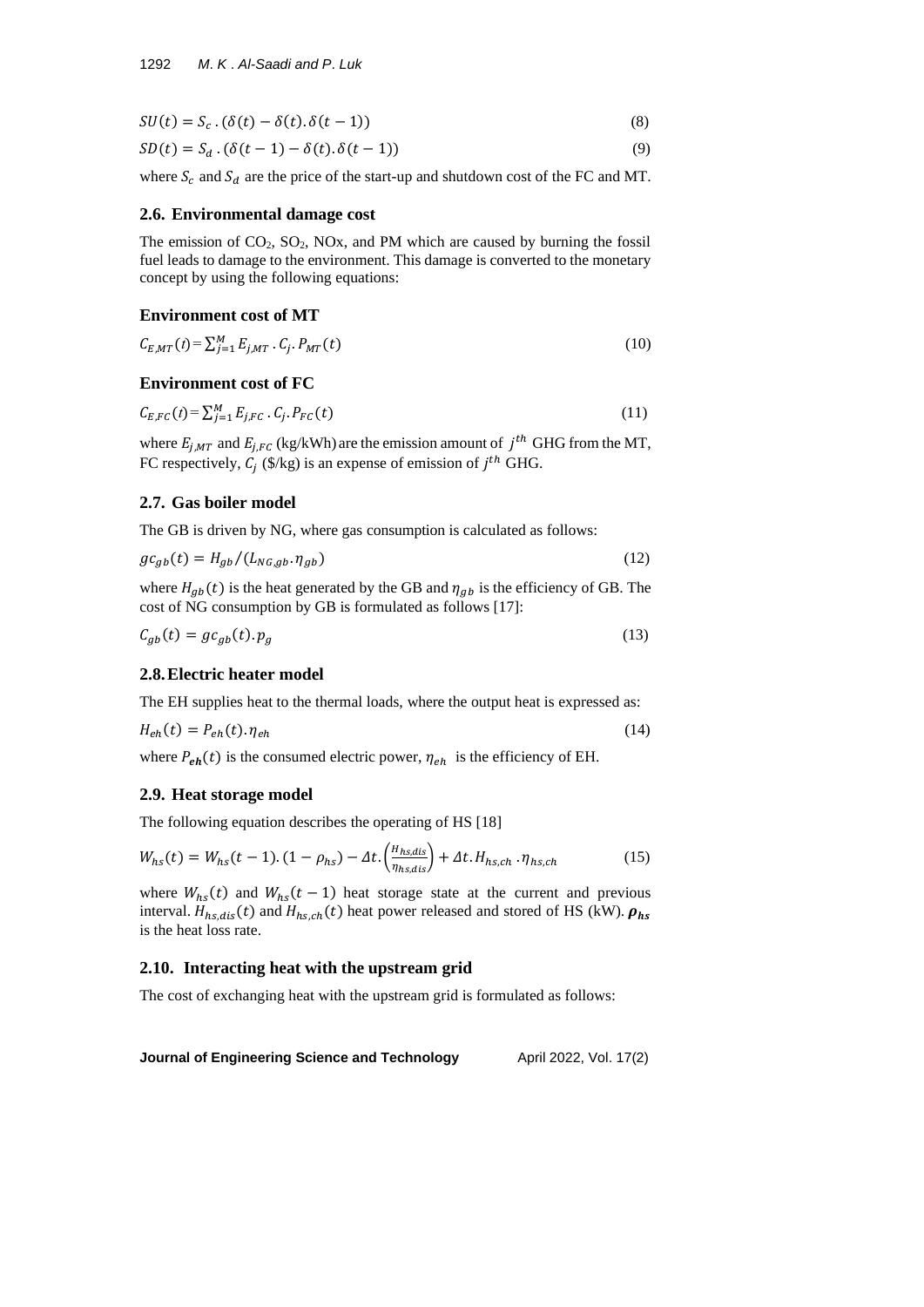$$SU(t) = S_c \,.\, (\delta(t) - \delta(t).\delta(t-1)) \tag{8}$$

$$SD(t) = S_d \,.\, (\delta(t-1) - \delta(t).\delta(t-1)) \tag{9}$$

where $S_c$ and $S_d$ are the price of the start-up and shutdown cost of the FC and MT.

## 2.6. Environmental damage cost

The emission of $CO_2$, $SO_2$, NOx, and PM which are caused by burning the fossil fuel leads to damage to the environment. This damage is converted to the monetary concept by using the following equations:

### Environment cost of MT

$$C_{E,MT}(t) = \sum_{j=1}^{M} E_{j,MT} \,.\, C_j . P_{MT}(t) \tag{10}$$

### Environment cost of FC

$$C_{E,FC}(t) = \sum_{j=1}^{M} E_{j,FC} \,.\, C_j . P_{FC}(t) \tag{11}$$

where $E_{j,MT}$ and $E_{j,FC}$ (kg/kWh) are the emission amount of $j^{th}$ GHG from the MT, FC respectively, $C_j$ (\$/kg) is an expense of emission of $j^{th}$ GHG.

## 2.7. Gas boiler model

The GB is driven by NG, where gas consumption is calculated as follows:

$$gc_{gb}(t) = H_{gb}/(L_{NG,gb}.\eta_{gb}) \tag{12}$$

where $H_{gb}(t)$ is the heat generated by the GB and $\eta_{gb}$ is the efficiency of GB. The cost of NG consumption by GB is formulated as follows [17]:

$$C_{gb}(t) = gc_{gb}(t).p_g \tag{13}$$

## 2.8. Electric heater model

The EH supplies heat to the thermal loads, where the output heat is expressed as:

$$H_{eh}(t) = P_{eh}(t).\eta_{eh} \tag{14}$$

where $P_{eh}(t)$ is the consumed electric power, $\eta_{eh}$ is the efficiency of EH.

## 2.9. Heat storage model

The following equation describes the operating of HS [18]

$$W_{hs}(t) = W_{hs}(t-1).(1-\rho_{hs}) - \Delta t.\left(\frac{H_{hs,dis}}{\eta_{hs,dis}}\right) + \Delta t.H_{hs,ch}\,.\eta_{hs,ch} \tag{15}$$

where $W_{hs}(t)$ and $W_{hs}(t-1)$ heat storage state at the current and previous interval. $H_{hs,dis}(t)$ and $H_{hs,ch}(t)$ heat power released and stored of HS (kW). $\rho_{hs}$ is the heat loss rate.

## 2.10. Interacting heat with the upstream grid

The cost of exchanging heat with the upstream grid is formulated as follows: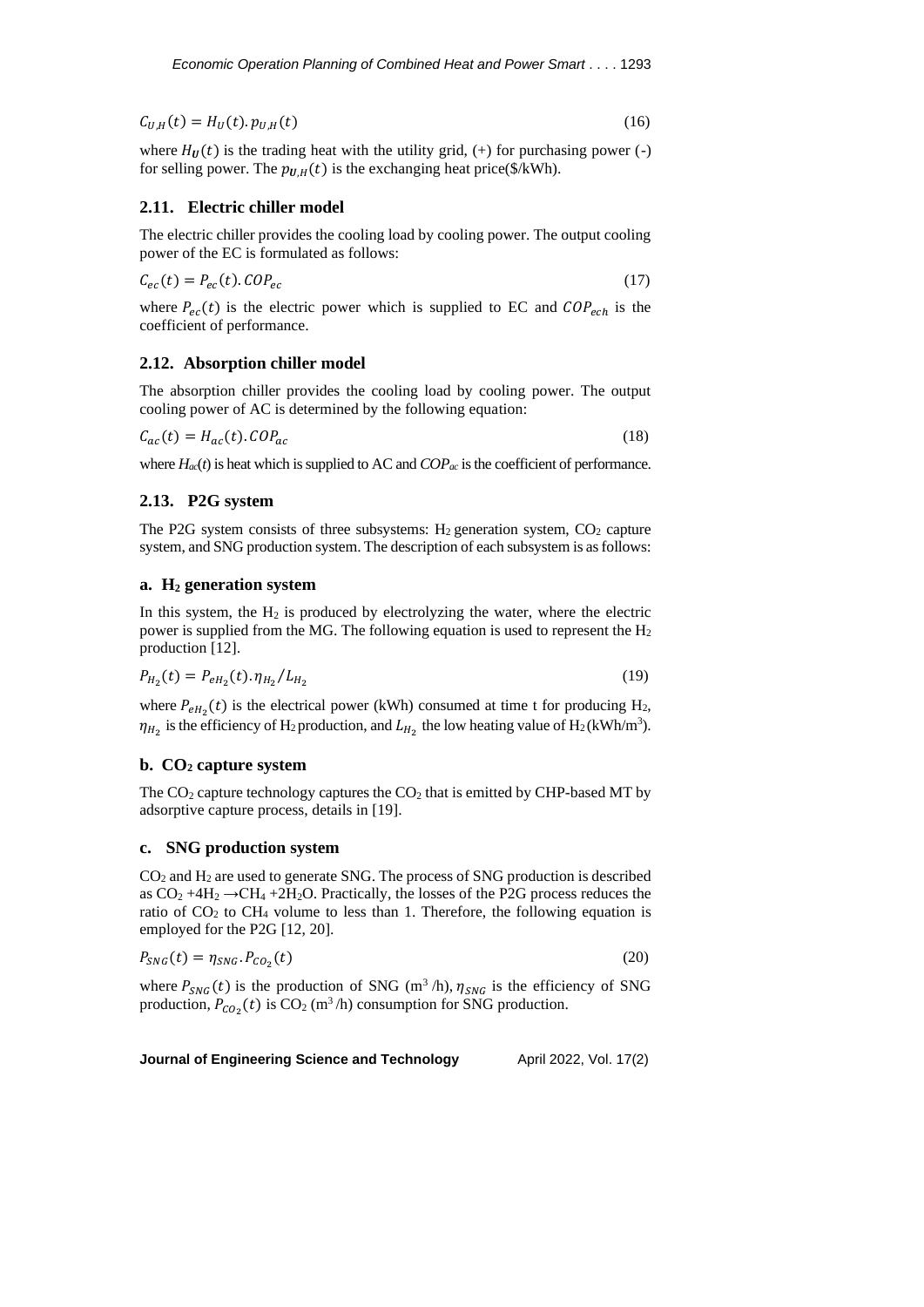$$C_{U,H}(t) = H_U(t).\,p_{U,H}(t) \tag{16}$$

where $H_U(t)$ is the trading heat with the utility grid, (+) for purchasing power (-) for selling power. The $p_{U,H}(t)$ is the exchanging heat price($/kWh).

### 2.11. Electric chiller model

The electric chiller provides the cooling load by cooling power. The output cooling power of the EC is formulated as follows:

$$C_{ec}(t) = P_{ec}(t).\,COP_{ec} \tag{17}$$

where $P_{ec}(t)$ is the electric power which is supplied to EC and $COP_{ech}$ is the coefficient of performance.

### 2.12. Absorption chiller model

The absorption chiller provides the cooling load by cooling power. The output cooling power of AC is determined by the following equation:

$$C_{ac}(t) = H_{ac}(t).\,COP_{ac} \tag{18}$$

where $H_{ac}(t)$ is heat which is supplied to AC and $COP_{ac}$ is the coefficient of performance.

### 2.13. P2G system

The P2G system consists of three subsystems: $H_2$ generation system, $CO_2$ capture system, and SNG production system. The description of each subsystem is as follows:

#### a. $H_2$ generation system

In this system, the $H_2$ is produced by electrolyzing the water, where the electric power is supplied from the MG. The following equation is used to represent the $H_2$ production [12].

$$P_{H_2}(t) = P_{eH_2}(t).\,\eta_{H_2}/L_{H_2} \tag{19}$$

where $P_{eH_2}(t)$ is the electrical power (kWh) consumed at time t for producing $H_2$, $\eta_{H_2}$ is the efficiency of $H_2$ production, and $L_{H_2}$ the low heating value of $H_2$ (kWh/m$^3$).

#### b. $CO_2$ capture system

The $CO_2$ capture technology captures the $CO_2$ that is emitted by CHP-based MT by adsorptive capture process, details in [19].

#### c. SNG production system

$CO_2$ and $H_2$ are used to generate SNG. The process of SNG production is described as $CO_2 + 4H_2 \rightarrow CH_4 + 2H_2O$. Practically, the losses of the P2G process reduces the ratio of $CO_2$ to $CH_4$ volume to less than 1. Therefore, the following equation is employed for the P2G [12, 20].

$$P_{SNG}(t) = \eta_{SNG}.\,P_{CO_2}(t) \tag{20}$$

where $P_{SNG}(t)$ is the production of SNG (m$^3$/h), $\eta_{SNG}$ is the efficiency of SNG production, $P_{CO_2}(t)$ is $CO_2$ (m$^3$/h) consumption for SNG production.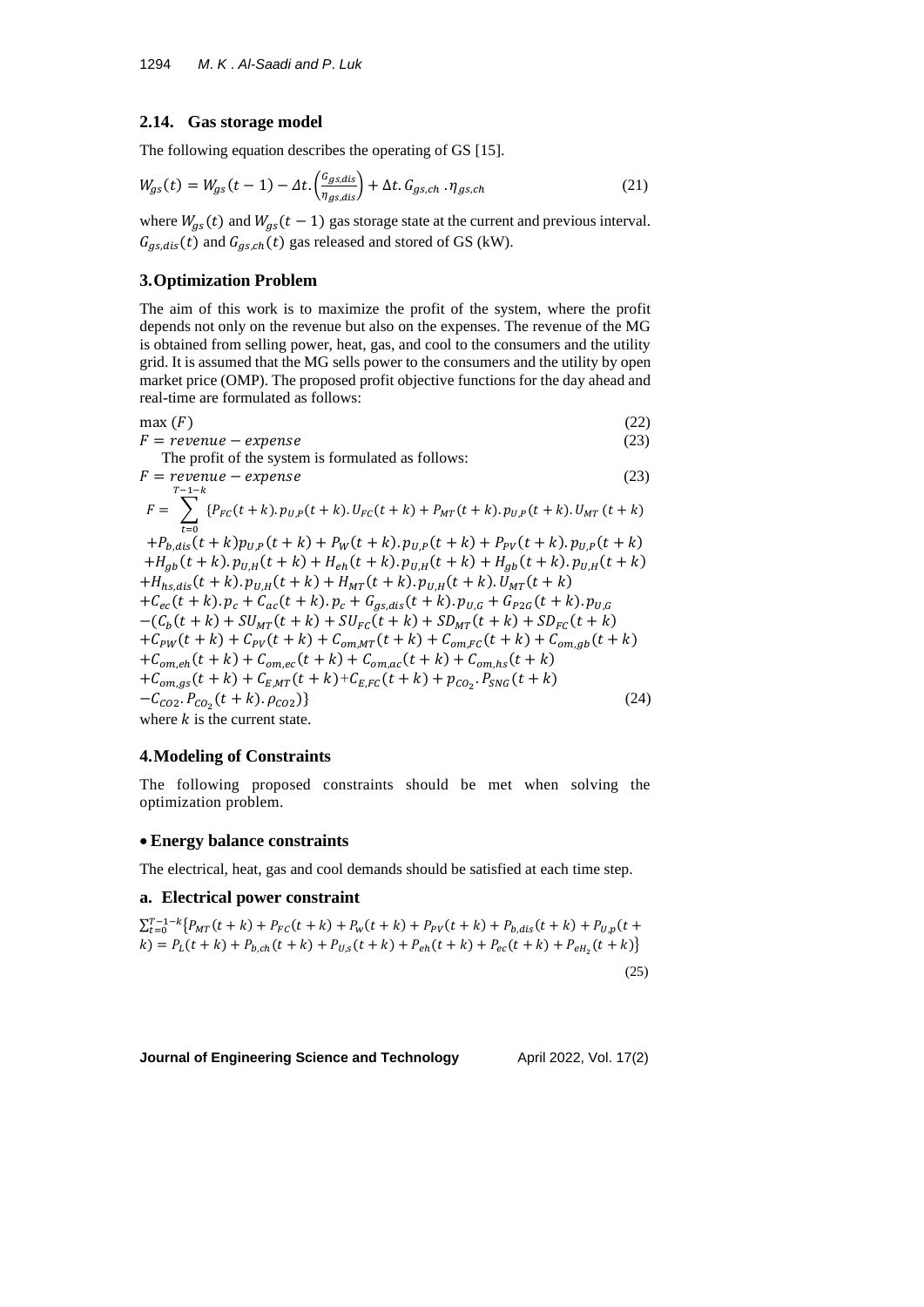## 2.14. Gas storage model

The following equation describes the operating of GS [15].

$$W_{gs}(t) = W_{gs}(t-1) - \Delta t.\left(\frac{G_{gs,dis}}{\eta_{gs,dis}}\right) + \Delta t.\,G_{gs,ch}\,.\eta_{gs,ch} \tag{21}$$

where $W_{gs}(t)$ and $W_{gs}(t-1)$ gas storage state at the current and previous interval. $G_{gs,dis}(t)$ and $G_{gs,ch}(t)$ gas released and stored of GS (kW).

# 3. Optimization Problem

The aim of this work is to maximize the profit of the system, where the profit depends not only on the revenue but also on the expenses. The revenue of the MG is obtained from selling power, heat, gas, and cool to the consumers and the utility grid. It is assumed that the MG sells power to the consumers and the utility by open market price (OMP). The proposed profit objective functions for the day ahead and real-time are formulated as follows:

$$\max(F) \tag{22}$$

$$F = revenue - expense \tag{23}$$

The profit of the system is formulated as follows:

$$F = revenue - expense \tag{23}$$

$$\begin{aligned}
F = \sum_{t=0}^{T-1-k} \{ & P_{FC}(t+k).p_{U,P}(t+k).U_{FC}(t+k) + P_{MT}(t+k).p_{U,P}(t+k).U_{MT}(t+k) \\
& + P_{b,dis}(t+k)p_{U,P}(t+k) + P_{W}(t+k).p_{U,P}(t+k) + P_{PV}(t+k).p_{U,P}(t+k) \\
& + H_{gb}(t+k).p_{U,H}(t+k) + H_{eh}(t+k).p_{U,H}(t+k) + H_{gb}(t+k).p_{U,H}(t+k) \\
& + H_{hs,dis}(t+k).p_{U,H}(t+k) + H_{MT}(t+k).p_{U,H}(t+k).U_{MT}(t+k) \\
& + C_{ec}(t+k).p_{c} + C_{ac}(t+k).p_{c} + G_{gs,dis}(t+k).p_{U,G} + G_{P2G}(t+k).p_{U,G} \\
& - (C_{b}(t+k) + SU_{MT}(t+k) + SU_{FC}(t+k) + SD_{MT}(t+k) + SD_{FC}(t+k) \\
& + C_{PW}(t+k) + C_{PV}(t+k) + C_{om,MT}(t+k) + C_{om,FC}(t+k) + C_{om,gb}(t+k) \\
& + C_{om,eh}(t+k) + C_{om,ec}(t+k) + C_{om,ac}(t+k) + C_{om,hs}(t+k) \\
& + C_{om,gs}(t+k) + C_{E,MT}(t+k) + C_{E,FC}(t+k) + p_{CO_2}.P_{SNG}(t+k) \\
& - C_{CO2}.P_{CO_2}(t+k).\rho_{CO2}) \}
\end{aligned} \tag{24}$$

where $k$ is the current state.

# 4. Modeling of Constraints

The following proposed constraints should be met when solving the optimization problem.

- **Energy balance constraints**

The electrical, heat, gas and cool demands should be satisfied at each time step.

## a. Electrical power constraint

$$\sum_{t=0}^{T-1-k} \{ P_{MT}(t+k) + P_{FC}(t+k) + P_{w}(t+k) + P_{PV}(t+k) + P_{b,dis}(t+k) + P_{U,p}(t+k) = P_{L}(t+k) + P_{b,ch}(t+k) + P_{U,s}(t+k) + P_{eh}(t+k) + P_{ec}(t+k) + P_{eH_2}(t+k) \} \tag{25}$$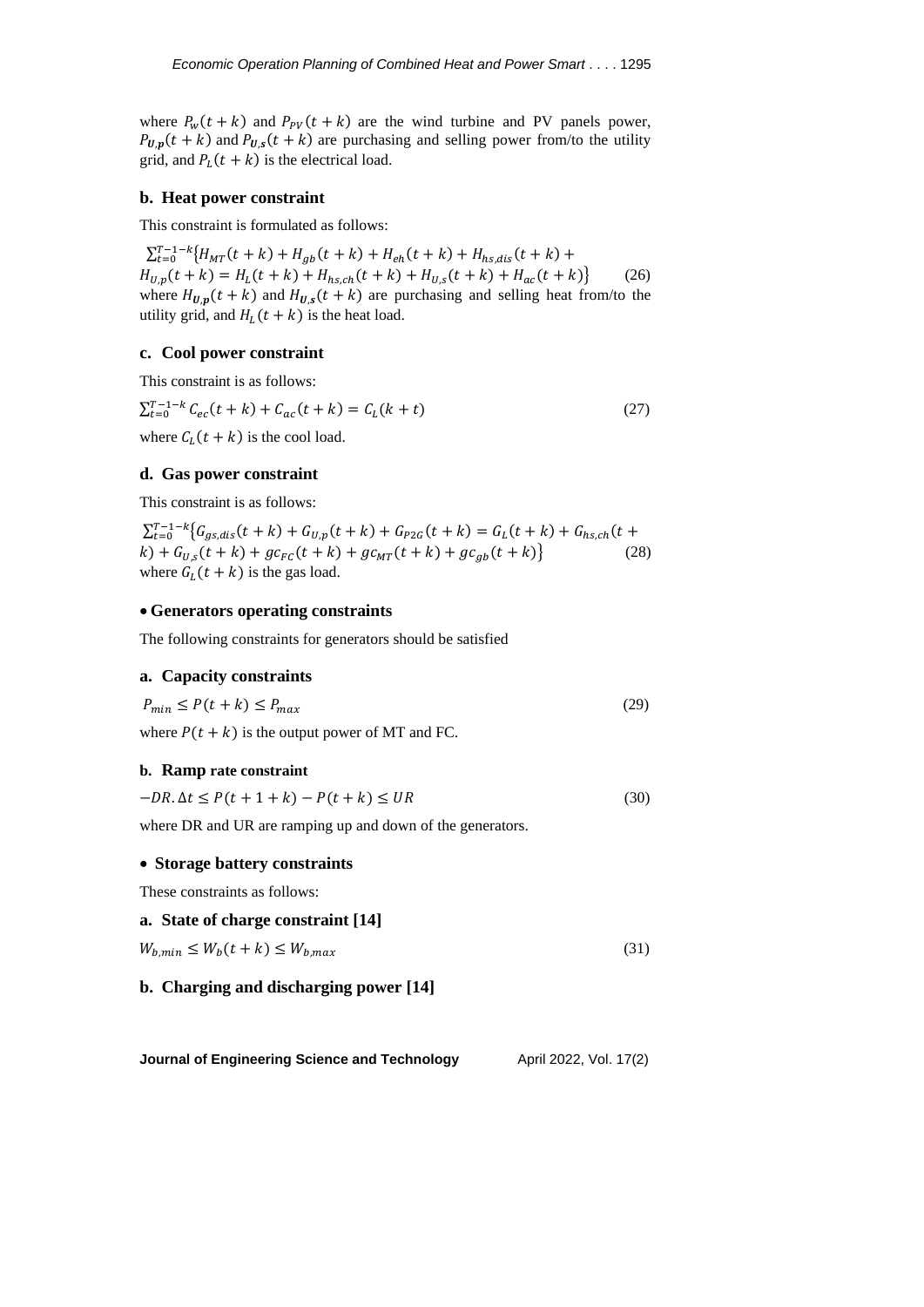where $P_w(t+k)$ and $P_{PV}(t+k)$ are the wind turbine and PV panels power, $P_{\boldsymbol{U},\boldsymbol{p}}(t+k)$ and $P_{\boldsymbol{U},\boldsymbol{s}}(t+k)$ are purchasing and selling power from/to the utility grid, and $P_L(t+k)$ is the electrical load.

**b. Heat power constraint**

This constraint is formulated as follows:

$$\sum_{t=0}^{T-1-k}\{H_{MT}(t+k)+H_{gb}(t+k)+H_{eh}(t+k)+H_{hs,dis}(t+k)+H_{U,p}(t+k)=H_L(t+k)+H_{hs,ch}(t+k)+H_{U,s}(t+k)+H_{ac}(t+k)\} \quad (26)$$

where $H_{\boldsymbol{U},\boldsymbol{p}}(t+k)$ and $H_{\boldsymbol{U},\boldsymbol{s}}(t+k)$ are purchasing and selling heat from/to the utility grid, and $H_L(t+k)$ is the heat load.

**c. Cool power constraint**

This constraint is as follows:

$$\sum_{t=0}^{T-1-k} C_{ec}(t+k)+C_{ac}(t+k)=C_L(k+t) \quad (27)$$

where $C_L(t+k)$ is the cool load.

**d. Gas power constraint**

This constraint is as follows:

$$\sum_{t=0}^{T-1-k}\{G_{gs,dis}(t+k)+G_{U,p}(t+k)+G_{P2G}(t+k)=G_L(t+k)+G_{hs,ch}(t+k)+G_{U,s}(t+k)+gc_{FC}(t+k)+gc_{MT}(t+k)+gc_{gb}(t+k)\} \quad (28)$$

where $G_L(t+k)$ is the gas load.

- **Generators operating constraints**

The following constraints for generators should be satisfied

**a. Capacity constraints**

$$P_{min}\le P(t+k)\le P_{max} \quad (29)$$

where $P(t+k)$ is the output power of MT and FC.

**b. Ramp rate constraint**

$$-DR.\Delta t\le P(t+1+k)-P(t+k)\le UR \quad (30)$$

where DR and UR are ramping up and down of the generators.

- **Storage battery constraints**

These constraints as follows:

**a. State of charge constraint [14]**

$$W_{b,min}\le W_b(t+k)\le W_{b,max} \quad (31)$$

**b. Charging and discharging power [14]**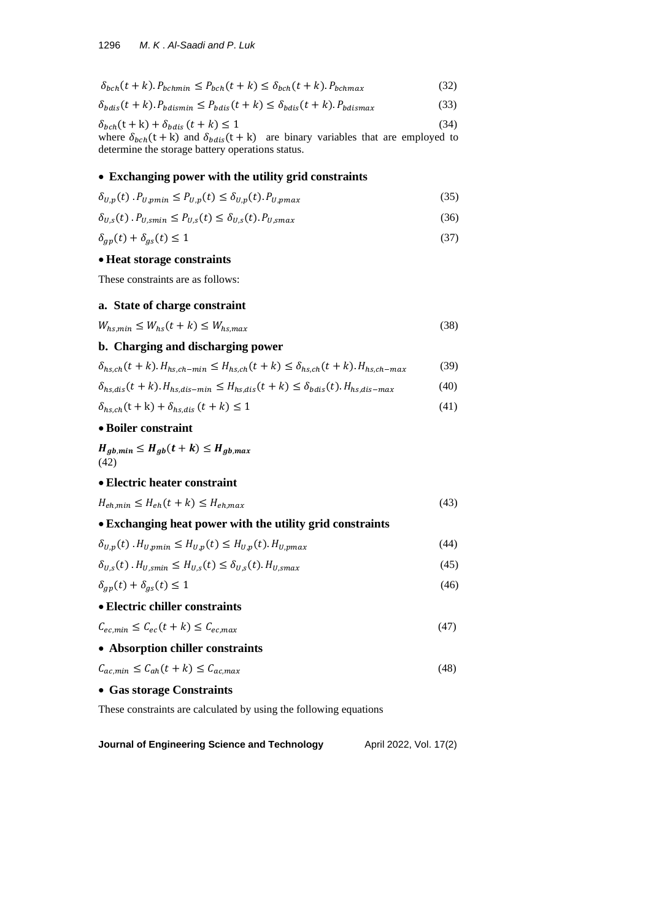$$\delta_{bch}(t+k).P_{bchmin} \leq P_{bch}(t+k) \leq \delta_{bch}(t+k).P_{bchmax} \quad (32)$$

$$\delta_{bdis}(t+k).P_{bdismin} \leq P_{bdis}(t+k) \leq \delta_{bdis}(t+k).P_{bdismax} \quad (33)$$

$$\delta_{bch}(t+k) + \delta_{bdis}(t+k) \leq 1 \quad (34)$$

where $\delta_{bch}(t+k)$ and $\delta_{bdis}(t+k)$ are binary variables that are employed to determine the storage battery operations status.

- **Exchanging power with the utility grid constraints**

$$\delta_{U,p}(t).P_{U,pmin} \leq P_{U,p}(t) \leq \delta_{U,p}(t).P_{U,pmax} \quad (35)$$

$$\delta_{U,s}(t).P_{U,smin} \leq P_{U,s}(t) \leq \delta_{U,s}(t).P_{U,smax} \quad (36)$$

$$\delta_{gp}(t) + \delta_{gs}(t) \leq 1 \quad (37)$$

- **Heat storage constraints**

These constraints are as follows:

**a. State of charge constraint**

$$W_{hs,min} \leq W_{hs}(t+k) \leq W_{hs,max} \quad (38)$$

**b. Charging and discharging power**

$$\delta_{hs,ch}(t+k).H_{hs,ch-min} \leq H_{hs,ch}(t+k) \leq \delta_{hs,ch}(t+k).H_{hs,ch-max} \quad (39)$$

$$\delta_{hs,dis}(t+k).H_{hs,dis-min} \leq H_{hs,dis}(t+k) \leq \delta_{bdis}(t).H_{hs,dis-max} \quad (40)$$

$$\delta_{hs,ch}(t+k) + \delta_{hs,dis}(t+k) \leq 1 \quad (41)$$

- **Boiler constraint**

$$\boldsymbol{H_{gb,min} \leq H_{gb}(t+k) \leq H_{gb,max}} \quad (42)$$

- **Electric heater constraint**

$$H_{eh,min} \leq H_{eh}(t+k) \leq H_{eh,max} \quad (43)$$

- **Exchanging heat power with the utility grid constraints**

$$\delta_{U,p}(t).H_{U,pmin} \leq H_{U,p}(t) \leq H_{U,p}(t).H_{U,pmax} \quad (44)$$

$$\delta_{U,s}(t).H_{U,smin} \leq H_{U,s}(t) \leq \delta_{U,s}(t).H_{U,smax} \quad (45)$$

$$\delta_{gp}(t) + \delta_{gs}(t) \leq 1 \quad (46)$$

- **Electric chiller constraints**

$$C_{ec,min} \leq C_{ec}(t+k) \leq C_{ec,max} \quad (47)$$

- **Absorption chiller constraints**

$$C_{ac,min} \leq C_{ah}(t+k) \leq C_{ac,max} \quad (48)$$

- **Gas storage Constraints**

These constraints are calculated by using the following equations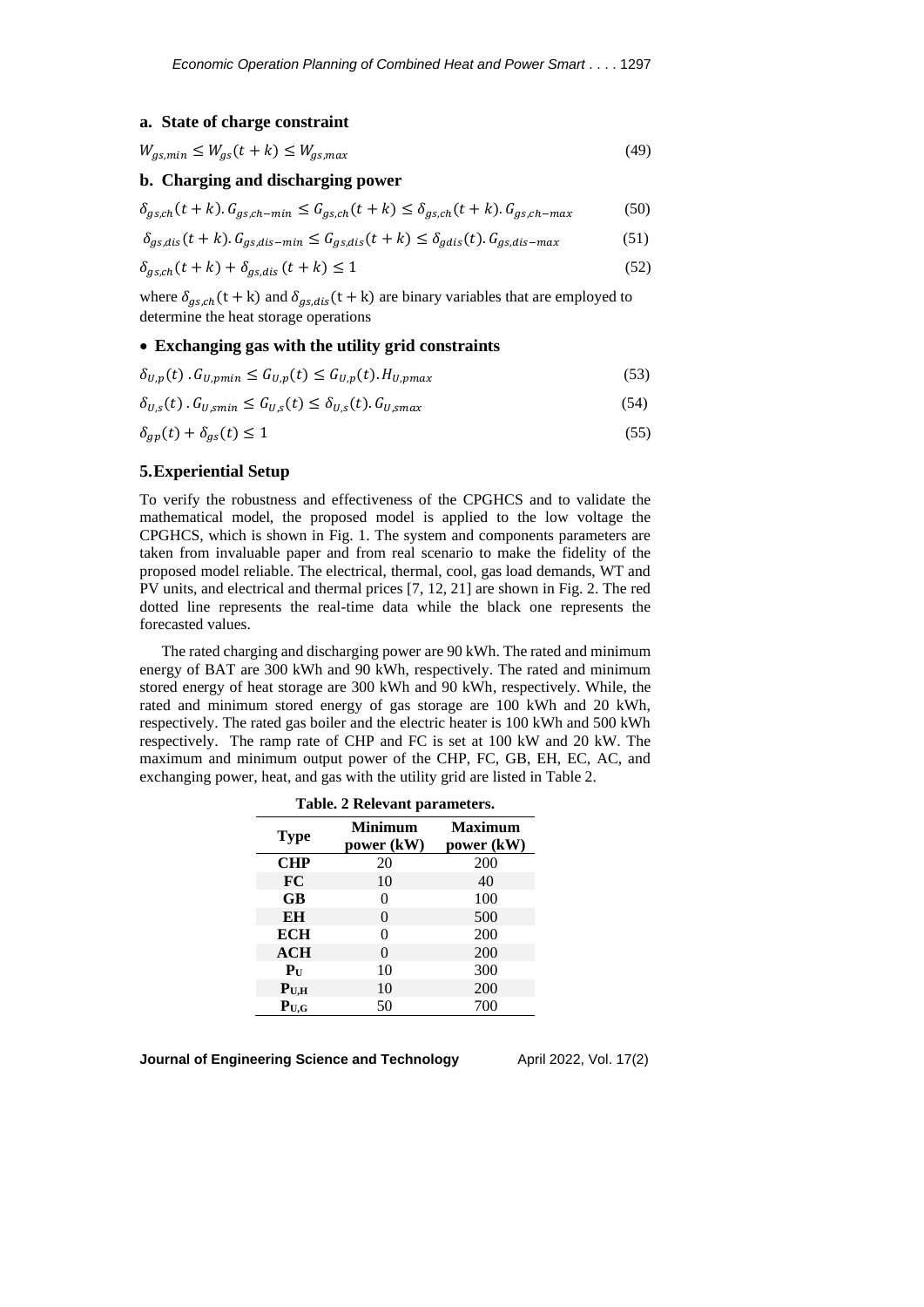### a. State of charge constraint

$$W_{gs,min} \leq W_{gs}(t+k) \leq W_{gs,max} \tag{49}$$

### b. Charging and discharging power

$$\delta_{gs,ch}(t+k).G_{gs,ch-min} \leq G_{gs,ch}(t+k) \leq \delta_{gs,ch}(t+k).G_{gs,ch-max} \tag{50}$$

$$\delta_{gs,dis}(t+k).G_{gs,dis-min} \leq G_{gs,dis}(t+k) \leq \delta_{gdis}(t).G_{gs,dis-max} \tag{51}$$

$$\delta_{gs,ch}(t+k) + \delta_{gs,dis}(t+k) \leq 1 \tag{52}$$

where $\delta_{gs,ch}(t+k)$ and $\delta_{gs,dis}(t+k)$ are binary variables that are employed to determine the heat storage operations

- **Exchanging gas with the utility grid constraints**

$$\delta_{U,p}(t).G_{U,pmin} \leq G_{U,p}(t) \leq G_{U,p}(t).H_{U,pmax} \tag{53}$$

$$\delta_{U,s}(t).G_{U,smin} \leq G_{U,s}(t) \leq \delta_{U,s}(t).G_{U,smax} \tag{54}$$

$$\delta_{gp}(t) + \delta_{gs}(t) \leq 1 \tag{55}$$

## 5. Experiential Setup

To verify the robustness and effectiveness of the CPGHCS and to validate the mathematical model, the proposed model is applied to the low voltage the CPGHCS, which is shown in Fig. 1. The system and components parameters are taken from invaluable paper and from real scenario to make the fidelity of the proposed model reliable. The electrical, thermal, cool, gas load demands, WT and PV units, and electrical and thermal prices [7, 12, 21] are shown in Fig. 2. The red dotted line represents the real-time data while the black one represents the forecasted values.

The rated charging and discharging power are 90 kWh. The rated and minimum energy of BAT are 300 kWh and 90 kWh, respectively. The rated and minimum stored energy of heat storage are 300 kWh and 90 kWh, respectively. While, the rated and minimum stored energy of gas storage are 100 kWh and 20 kWh, respectively. The rated gas boiler and the electric heater is 100 kWh and 500 kWh respectively. The ramp rate of CHP and FC is set at 100 kW and 20 kW. The maximum and minimum output power of the CHP, FC, GB, EH, EC, AC, and exchanging power, heat, and gas with the utility grid are listed in Table 2.

**Table. 2 Relevant parameters.**

| Type | Minimum power (kW) | Maximum power (kW) |
|---|---|---|
| **CHP** | 20 | 200 |
| **FC** | 10 | 40 |
| **GB** | 0 | 100 |
| **EH** | 0 | 500 |
| **ECH** | 0 | 200 |
| **ACH** | 0 | 200 |
| $\mathbf{P_U}$ | 10 | 300 |
| $\mathbf{P_{U,H}}$ | 10 | 200 |
| $\mathbf{P_{U,G}}$ | 50 | 700 |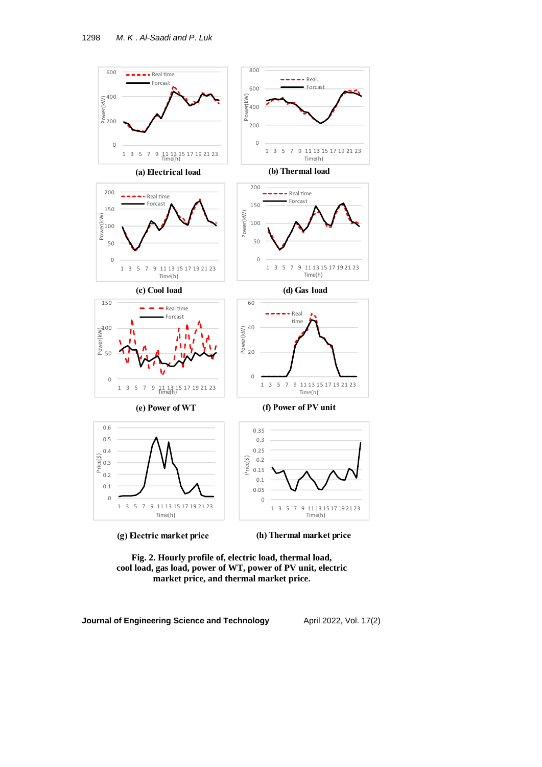(a) Electrical load

(b) Thermal load

(c) Cool load

(d) Gas load

(e) Power of WT

(f) Power of PV unit

(g) Electric market price

(h) Thermal market price

**Fig. 2. Hourly profile of, electric load, thermal load, cool load, gas load, power of WT, power of PV unit, electric market price, and thermal market price.**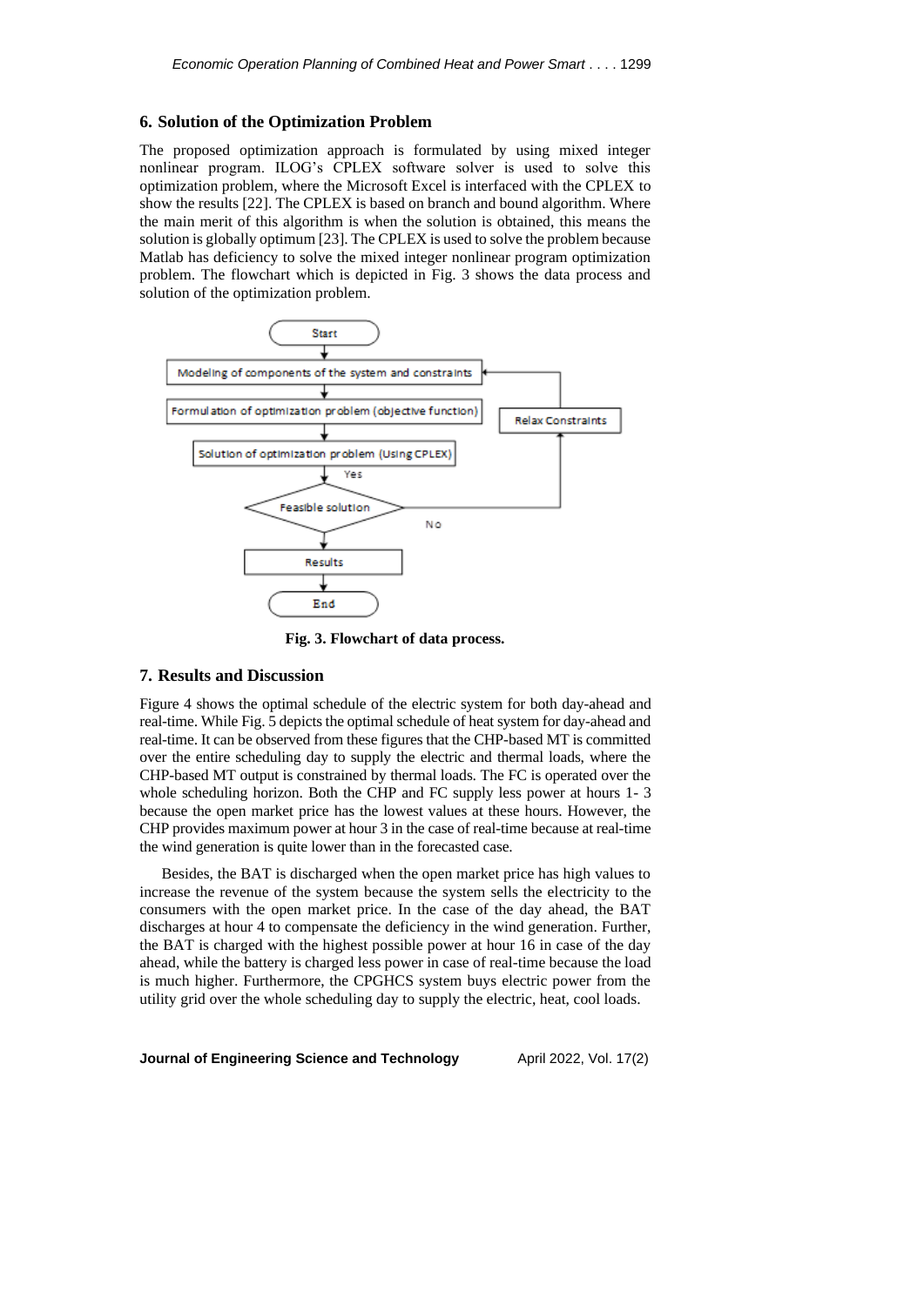## 6. Solution of the Optimization Problem

The proposed optimization approach is formulated by using mixed integer nonlinear program. ILOG's CPLEX software solver is used to solve this optimization problem, where the Microsoft Excel is interfaced with the CPLEX to show the results [22]. The CPLEX is based on branch and bound algorithm. Where the main merit of this algorithm is when the solution is obtained, this means the solution is globally optimum [23]. The CPLEX is used to solve the problem because Matlab has deficiency to solve the mixed integer nonlinear program optimization problem. The flowchart which is depicted in Fig. 3 shows the data process and solution of the optimization problem.

**Fig. 3. Flowchart of data process.**

## 7. Results and Discussion

Figure 4 shows the optimal schedule of the electric system for both day-ahead and real-time. While Fig. 5 depicts the optimal schedule of heat system for day-ahead and real-time. It can be observed from these figures that the CHP-based MT is committed over the entire scheduling day to supply the electric and thermal loads, where the CHP-based MT output is constrained by thermal loads. The FC is operated over the whole scheduling horizon. Both the CHP and FC supply less power at hours 1- 3 because the open market price has the lowest values at these hours. However, the CHP provides maximum power at hour 3 in the case of real-time because at real-time the wind generation is quite lower than in the forecasted case.

Besides, the BAT is discharged when the open market price has high values to increase the revenue of the system because the system sells the electricity to the consumers with the open market price. In the case of the day ahead, the BAT discharges at hour 4 to compensate the deficiency in the wind generation. Further, the BAT is charged with the highest possible power at hour 16 in case of the day ahead, while the battery is charged less power in case of real-time because the load is much higher. Furthermore, the CPGHCS system buys electric power from the utility grid over the whole scheduling day to supply the electric, heat, cool loads.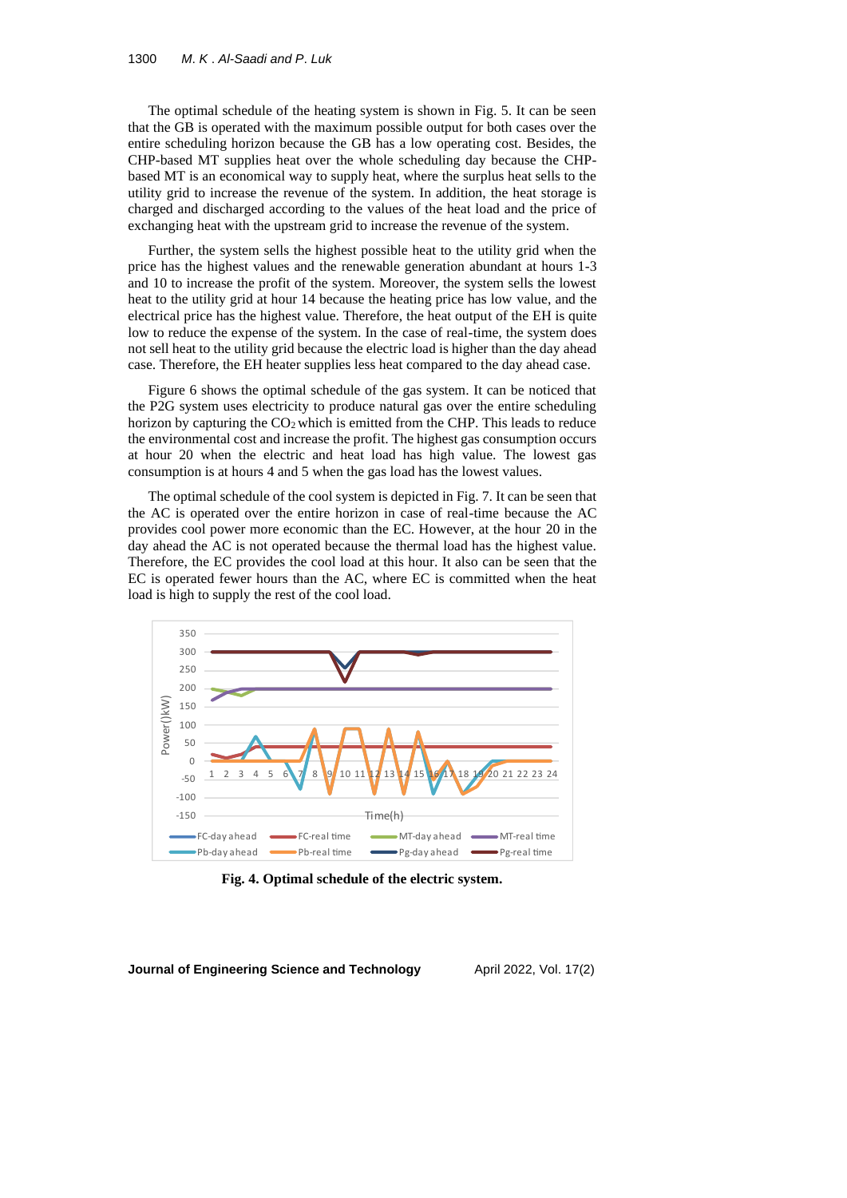The optimal schedule of the heating system is shown in Fig. 5. It can be seen that the GB is operated with the maximum possible output for both cases over the entire scheduling horizon because the GB has a low operating cost. Besides, the CHP-based MT supplies heat over the whole scheduling day because the CHP-based MT is an economical way to supply heat, where the surplus heat sells to the utility grid to increase the revenue of the system. In addition, the heat storage is charged and discharged according to the values of the heat load and the price of exchanging heat with the upstream grid to increase the revenue of the system.

Further, the system sells the highest possible heat to the utility grid when the price has the highest values and the renewable generation abundant at hours 1-3 and 10 to increase the profit of the system. Moreover, the system sells the lowest heat to the utility grid at hour 14 because the heating price has low value, and the electrical price has the highest value. Therefore, the heat output of the EH is quite low to reduce the expense of the system. In the case of real-time, the system does not sell heat to the utility grid because the electric load is higher than the day ahead case. Therefore, the EH heater supplies less heat compared to the day ahead case.

Figure 6 shows the optimal schedule of the gas system. It can be noticed that the P2G system uses electricity to produce natural gas over the entire scheduling horizon by capturing the $CO_2$ which is emitted from the CHP. This leads to reduce the environmental cost and increase the profit. The highest gas consumption occurs at hour 20 when the electric and heat load has high value. The lowest gas consumption is at hours 4 and 5 when the gas load has the lowest values.

The optimal schedule of the cool system is depicted in Fig. 7. It can be seen that the AC is operated over the entire horizon in case of real-time because the AC provides cool power more economic than the EC. However, at the hour 20 in the day ahead the AC is not operated because the thermal load has the highest value. Therefore, the EC provides the cool load at this hour. It also can be seen that the EC is operated fewer hours than the AC, where EC is committed when the heat load is high to supply the rest of the cool load.

**Fig. 4. Optimal schedule of the electric system.**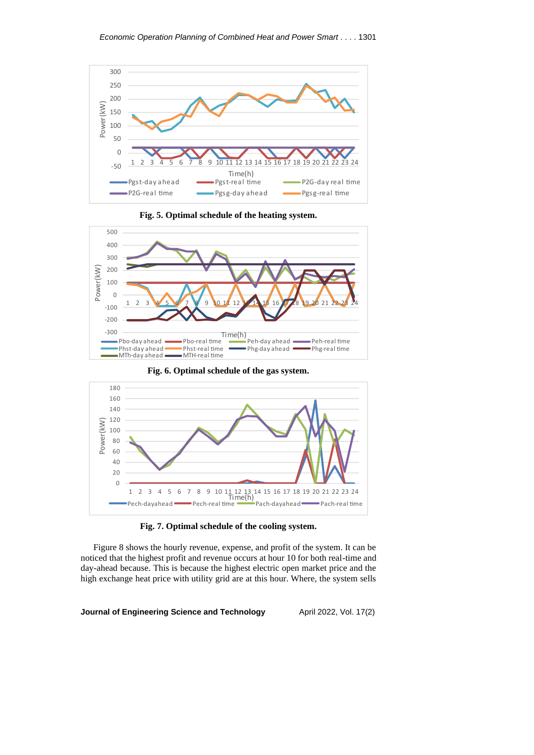**Fig. 5. Optimal schedule of the heating system.**

**Fig. 6. Optimal schedule of the gas system.**

**Fig. 7. Optimal schedule of the cooling system.**

Figure 8 shows the hourly revenue, expense, and profit of the system. It can be noticed that the highest profit and revenue occurs at hour 10 for both real-time and day-ahead because. This is because the highest electric open market price and the high exchange heat price with utility grid are at this hour. Where, the system sells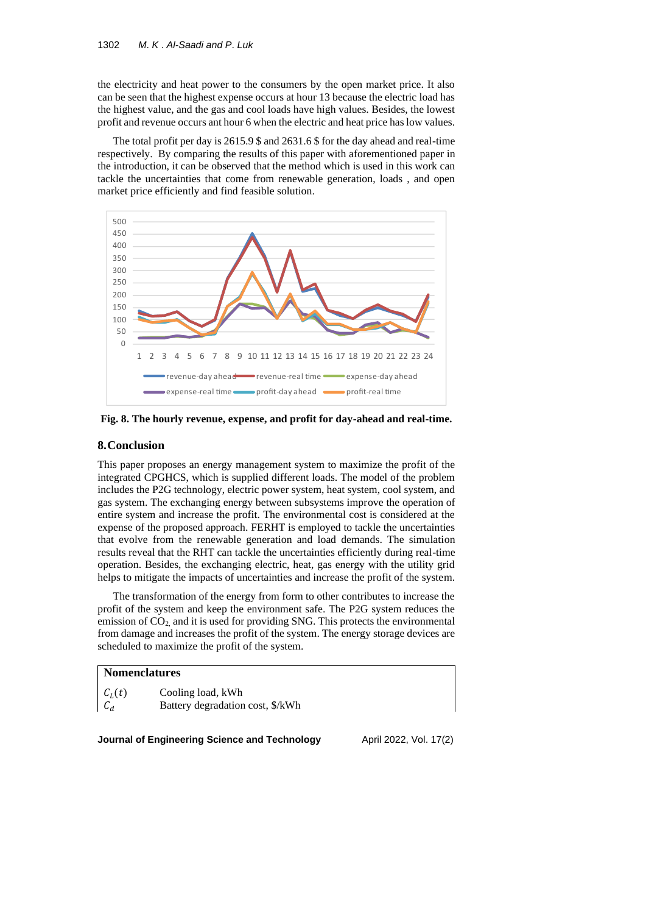the electricity and heat power to the consumers by the open market price. It also can be seen that the highest expense occurs at hour 13 because the electric load has the highest value, and the gas and cool loads have high values. Besides, the lowest profit and revenue occurs ant hour 6 when the electric and heat price has low values.

The total profit per day is 2615.9 \$ and 2631.6 \$ for the day ahead and real-time respectively. By comparing the results of this paper with aforementioned paper in the introduction, it can be observed that the method which is used in this work can tackle the uncertainties that come from renewable generation, loads , and open market price efficiently and find feasible solution.

**Fig. 8. The hourly revenue, expense, and profit for day-ahead and real-time.**

## 8. Conclusion

This paper proposes an energy management system to maximize the profit of the integrated CPGHCS, which is supplied different loads. The model of the problem includes the P2G technology, electric power system, heat system, cool system, and gas system. The exchanging energy between subsystems improve the operation of entire system and increase the profit. The environmental cost is considered at the expense of the proposed approach. FERHT is employed to tackle the uncertainties that evolve from the renewable generation and load demands. The simulation results reveal that the RHT can tackle the uncertainties efficiently during real-time operation. Besides, the exchanging electric, heat, gas energy with the utility grid helps to mitigate the impacts of uncertainties and increase the profit of the system.

The transformation of the energy from form to other contributes to increase the profit of the system and keep the environment safe. The P2G system reduces the emission of $CO_2$, and it is used for providing SNG. This protects the environmental from damage and increases the profit of the system. The energy storage devices are scheduled to maximize the profit of the system.

**Nomenclatures**

| | |
|---|---|
| $C_L(t)$ | Cooling load, kWh |
| $C_d$ | Battery degradation cost, \$/kWh |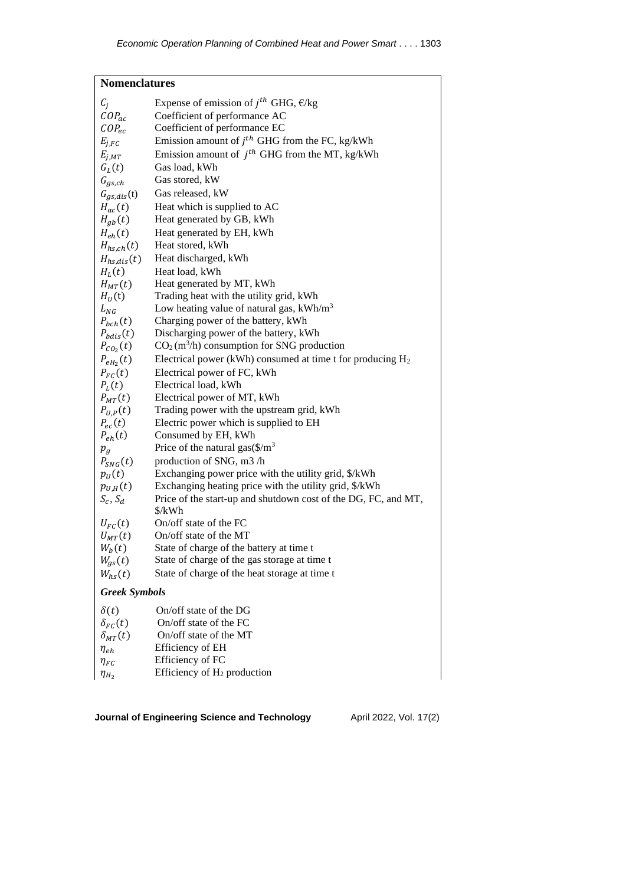## Nomenclatures

| | |
|---|---|
| $C_j$ | Expense of emission of $j^{th}$ GHG, €/kg |
| $COP_{ac}$ | Coefficient of performance AC |
| $COP_{ec}$ | Coefficient of performance EC |
| $E_{j,FC}$ | Emission amount of $j^{th}$ GHG from the FC, kg/kWh |
| $E_{j,MT}$ | Emission amount of $j^{th}$ GHG from the MT, kg/kWh |
| $G_L(t)$ | Gas load, kWh |
| $G_{gs,ch}$ | Gas stored, kW |
| $G_{gs,dis}$(t) | Gas released, kW |
| $H_{ac}(t)$ | Heat which is supplied to AC |
| $H_{gb}(t)$ | Heat generated by GB, kWh |
| $H_{eh}(t)$ | Heat generated by EH, kWh |
| $H_{hs,ch}(t)$ | Heat stored, kWh |
| $H_{hs,dis}(t)$ | Heat discharged, kWh |
| $H_L(t)$ | Heat load, kWh |
| $H_{MT}(t)$ | Heat generated by MT, kWh |
| $H_U$(t) | Trading heat with the utility grid, kWh |
| $L_{NG}$ | Low heating value of natural gas, kWh/m$^3$ |
| $P_{bch}(t)$ | Charging power of the battery, kWh |
| $P_{bdis}(t)$ | Discharging power of the battery, kWh |
| $P_{CO_2}(t)$ | $CO_2$ (m$^3$/h) consumption for SNG production |
| $P_{eH_2}(t)$ | Electrical power (kWh) consumed at time t for producing $H_2$ |
| $P_{FC}(t)$ | Electrical power of FC, kWh |
| $P_L(t)$ | Electrical load, kWh |
| $P_{MT}(t)$ | Electrical power of MT, kWh |
| $P_{U,P}(t)$ | Trading power with the upstream grid, kWh |
| $P_{ec}(t)$ | Electric power which is supplied to EH |
| $P_{eh}(t)$ | Consumed by EH, kWh |
| $p_g$ | Price of the natural gas(\$/m$^3$ |
| $P_{SNG}(t)$ | production of SNG, m3 /h |
| $p_U(t)$ | Exchanging power price with the utility grid, \$/kWh |
| $p_{U,H}(t)$ | Exchanging heating price with the utility grid, \$/kWh |
| $S_c$, $S_d$ | Price of the start-up and shutdown cost of the DG, FC, and MT, \$/kWh |
| $U_{FC}(t)$ | On/off state of the FC |
| $U_{MT}(t)$ | On/off state of the MT |
| $W_b(t)$ | State of charge of the battery at time t |
| $W_{gs}(t)$ | State of charge of the gas storage at time t |
| $W_{hs}(t)$ | State of charge of the heat storage at time t |

### *Greek Symbols*

| | |
|---|---|
| $\delta(t)$ | On/off state of the DG |
| $\delta_{FC}(t)$ | On/off state of the FC |
| $\delta_{MT}(t)$ | On/off state of the MT |
| $\eta_{eh}$ | Efficiency of EH |
| $\eta_{FC}$ | Efficiency of FC |
| $\eta_{H_2}$ | Efficiency of $H_2$ production |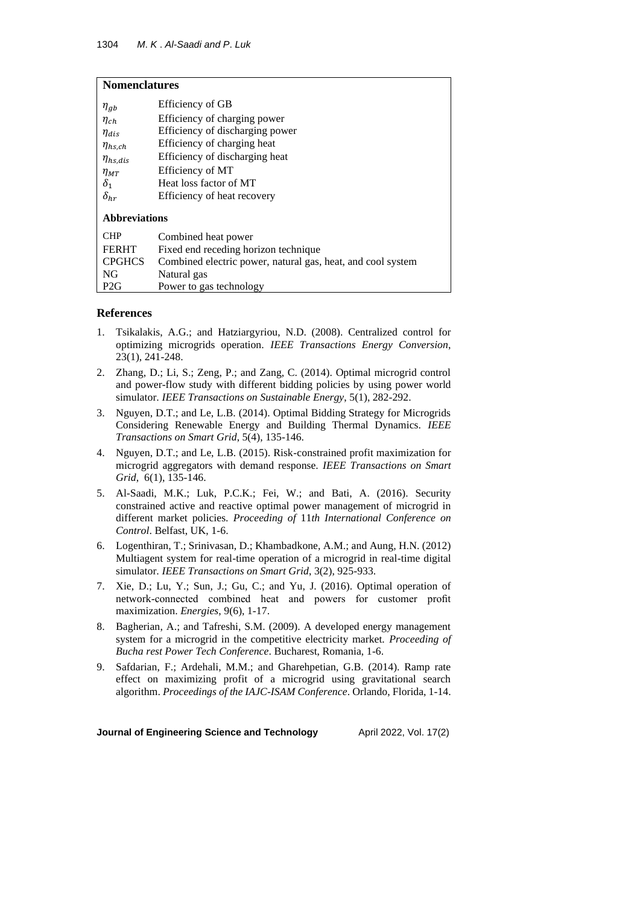## Nomenclatures

| | |
|---|---|
| $\eta_{gb}$ | Efficiency of GB |
| $\eta_{ch}$ | Efficiency of charging power |
| $\eta_{dis}$ | Efficiency of discharging power |
| $\eta_{hs,ch}$ | Efficiency of charging heat |
| $\eta_{hs,dis}$ | Efficiency of discharging heat |
| $\eta_{MT}$ | Efficiency of MT |
| $\delta_1$ | Heat loss factor of MT |
| $\delta_{hr}$ | Efficiency of heat recovery |

### Abbreviations

| | |
|---|---|
| CHP | Combined heat power |
| FERHT | Fixed end receding horizon technique |
| CPGHCS | Combined electric power, natural gas, heat, and cool system |
| NG | Natural gas |
| P2G | Power to gas technology |

## References

1. Tsikalakis, A.G.; and Hatziargyriou, N.D. (2008). Centralized control for optimizing microgrids operation. *IEEE Transactions Energy Conversion*, 23(1), 241-248.
2. Zhang, D.; Li, S.; Zeng, P.; and Zang, C. (2014). Optimal microgrid control and power-flow study with different bidding policies by using power world simulator. *IEEE Transactions on Sustainable Energy*, 5(1), 282-292.
3. Nguyen, D.T.; and Le, L.B. (2014). Optimal Bidding Strategy for Microgrids Considering Renewable Energy and Building Thermal Dynamics. *IEEE Transactions on Smart Grid*, 5(4), 135-146.
4. Nguyen, D.T.; and Le, L.B. (2015). Risk-constrained profit maximization for microgrid aggregators with demand response. *IEEE Transactions on Smart Grid*, 6(1), 135-146.
5. Al-Saadi, M.K.; Luk, P.C.K.; Fei, W.; and Bati, A. (2016). Security constrained active and reactive optimal power management of microgrid in different market policies. *Proceeding of* 11*th International Conference on Control*. Belfast, UK, 1-6.
6. Logenthiran, T.; Srinivasan, D.; Khambadkone, A.M.; and Aung, H.N. (2012) Multiagent system for real-time operation of a microgrid in real-time digital simulator. *IEEE Transactions on Smart Grid*, 3(2), 925-933.
7. Xie, D.; Lu, Y.; Sun, J.; Gu, C.; and Yu, J. (2016). Optimal operation of network-connected combined heat and powers for customer profit maximization. *Energies*, 9(6), 1-17.
8. Bagherian, A.; and Tafreshi, S.M. (2009). A developed energy management system for a microgrid in the competitive electricity market. *Proceeding of Bucha rest Power Tech Conference*. Bucharest, Romania, 1-6.
9. Safdarian, F.; Ardehali, M.M.; and Gharehpetian, G.B. (2014). Ramp rate effect on maximizing profit of a microgrid using gravitational search algorithm. *Proceedings of the IAJC-ISAM Conference*. Orlando, Florida, 1-14.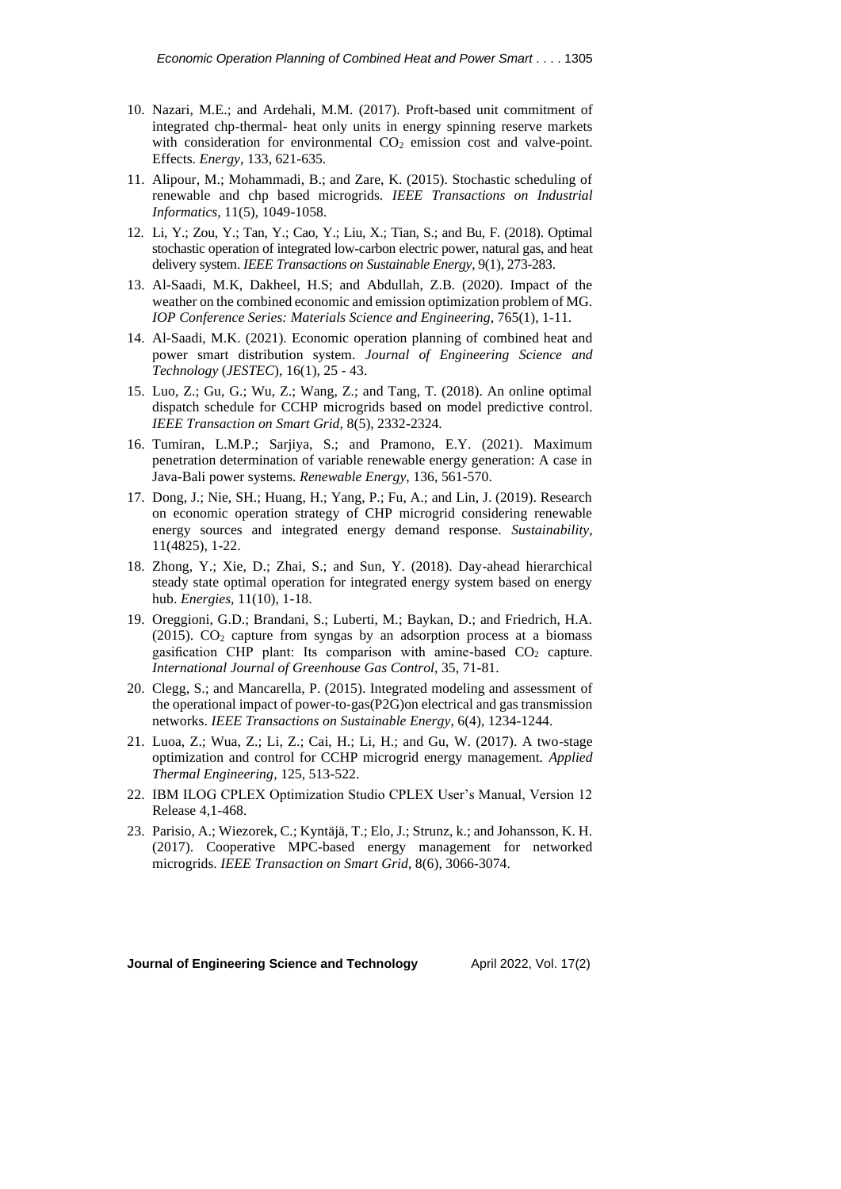10. Nazari, M.E.; and Ardehali, M.M. (2017). Proft-based unit commitment of integrated chp-thermal- heat only units in energy spinning reserve markets with consideration for environmental $CO_2$ emission cost and valve-point. Effects. *Energy*, 133, 621-635.

11. Alipour, M.; Mohammadi, B.; and Zare, K. (2015). Stochastic scheduling of renewable and chp based microgrids. *IEEE Transactions on Industrial Informatics*, 11(5), 1049-1058.

12. Li, Y.; Zou, Y.; Tan, Y.; Cao, Y.; Liu, X.; Tian, S.; and Bu, F. (2018). Optimal stochastic operation of integrated low-carbon electric power, natural gas, and heat delivery system. *IEEE Transactions on Sustainable Energy*, 9(1), 273-283.

13. Al-Saadi, M.K, Dakheel, H.S; and Abdullah, Z.B. (2020). Impact of the weather on the combined economic and emission optimization problem of MG. *IOP Conference Series: Materials Science and Engineering*, 765(1), 1-11.

14. Al-Saadi, M.K. (2021). Economic operation planning of combined heat and power smart distribution system. *Journal of Engineering Science and Technology* (*JESTEC*), 16(1), 25 - 43.

15. Luo, Z.; Gu, G.; Wu, Z.; Wang, Z.; and Tang, T. (2018). An online optimal dispatch schedule for CCHP microgrids based on model predictive control. *IEEE Transaction on Smart Grid*, 8(5), 2332-2324.

16. Tumiran, L.M.P.; Sarjiya, S.; and Pramono, E.Y. (2021). Maximum penetration determination of variable renewable energy generation: A case in Java-Bali power systems. *Renewable Energy*, 136, 561-570.

17. Dong, J.; Nie, SH.; Huang, H.; Yang, P.; Fu, A.; and Lin, J. (2019). Research on economic operation strategy of CHP microgrid considering renewable energy sources and integrated energy demand response. *Sustainability*, 11(4825), 1-22.

18. Zhong, Y.; Xie, D.; Zhai, S.; and Sun, Y. (2018). Day-ahead hierarchical steady state optimal operation for integrated energy system based on energy hub. *Energies*, 11(10), 1-18.

19. Oreggioni, G.D.; Brandani, S.; Luberti, M.; Baykan, D.; and Friedrich, H.A. (2015). $CO_2$ capture from syngas by an adsorption process at a biomass gasification CHP plant: Its comparison with amine-based $CO_2$ capture. *International Journal of Greenhouse Gas Control*, 35, 71-81.

20. Clegg, S.; and Mancarella, P. (2015). Integrated modeling and assessment of the operational impact of power-to-gas(P2G)on electrical and gas transmission networks. *IEEE Transactions on Sustainable Energy*, 6(4), 1234-1244.

21. Luoa, Z.; Wua, Z.; Li, Z.; Cai, H.; Li, H.; and Gu, W. (2017). A two-stage optimization and control for CCHP microgrid energy management. *Applied Thermal Engineering*, 125, 513-522.

22. IBM ILOG CPLEX Optimization Studio CPLEX User's Manual, Version 12 Release 4,1-468.

23. Parisio, A.; Wiezorek, C.; Kyntäjä, T.; Elo, J.; Strunz, k.; and Johansson, K. H. (2017). Cooperative MPC-based energy management for networked microgrids. *IEEE Transaction on Smart Grid*, 8(6), 3066-3074.